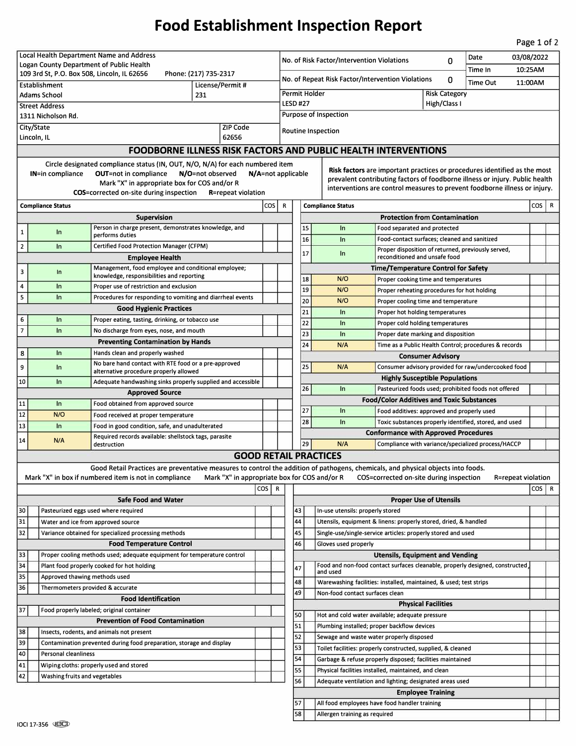# Food Establishment Inspection Report

| Local Health Department Name and Address | | No. of Risk Factor/Intervention Violations | 0 | Date | 03/08/2022 |
|---|---|---|---|---|---|
| Logan County Department of Public Health<br>109 3rd St, P.O. Box 508, Lincoln, IL 62656 Phone: (217) 735-2317 | | | | Time In | 10:25AM |
| | | No. of Repeat Risk Factor/Intervention Violations | 0 | Time Out | 11:00AM |
| Establishment | License/Permit # | Permit Holder | | Risk Category | |
| Adams School | 231 | LESD #27 | | High/Class I | |
| Street Address | | Purpose of Inspection | | | |
| 1311 Nicholson Rd. | | | | | |
| City/State | ZIP Code | Routine Inspection | | | |
| Lincoln, IL | 62656 | | | | |

## FOODBORNE ILLNESS RISK FACTORS AND PUBLIC HEALTH INTERVENTIONS

Circle designated compliance status (IN, OUT, N/O, N/A) for each numbered item
**IN**=in compliance **OUT**=not in compliance **N/O**=not observed **N/A**=not applicable
Mark "X" in appropriate box for COS and/or R
**COS**=corrected on-site during inspection **R**=repeat violation

**Risk factors** are important practices or procedures identified as the most prevalent contributing factors of foodborne illness or injury. Public health interventions are control measures to prevent foodborne illness or injury.

| # | Compliance Status | Item | COS | R |
|---|---|---|---|---|
| | | **Supervision** | | |
| 1 | In | Person in charge present, demonstrates knowledge, and performs duties | | |
| 2 | In | Certified Food Protection Manager (CFPM) | | |
| | | **Employee Health** | | |
| 3 | In | Management, food employee and conditional employee; knowledge, responsibilities and reporting | | |
| 4 | In | Proper use of restriction and exclusion | | |
| 5 | In | Procedures for responding to vomiting and diarrheal events | | |
| | | **Good Hygienic Practices** | | |
| 6 | In | Proper eating, tasting, drinking, or tobacco use | | |
| 7 | In | No discharge from eyes, nose, and mouth | | |
| | | **Preventing Contamination by Hands** | | |
| 8 | In | Hands clean and properly washed | | |
| 9 | In | No bare hand contact with RTE food or a pre-approved alternative procedure properly allowed | | |
| 10 | In | Adequate handwashing sinks properly supplied and accessible | | |
| | | **Approved Source** | | |
| 11 | In | Food obtained from approved source | | |
| 12 | N/O | Food received at proper temperature | | |
| 13 | In | Food in good condition, safe, and unadulterated | | |
| 14 | N/A | Required records available: shellstock tags, parasite destruction | | |
| | | **Protection from Contamination** | | |
| 15 | In | Food separated and protected | | |
| 16 | In | Food-contact surfaces; cleaned and sanitized | | |
| 17 | In | Proper disposition of returned, previously served, reconditioned and unsafe food | | |
| | | **Time/Temperature Control for Safety** | | |
| 18 | N/O | Proper cooking time and temperatures | | |
| 19 | N/O | Proper reheating procedures for hot holding | | |
| 20 | N/O | Proper cooling time and temperature | | |
| 21 | In | Proper hot holding temperatures | | |
| 22 | In | Proper cold holding temperatures | | |
| 23 | In | Proper date marking and disposition | | |
| 24 | N/A | Time as a Public Health Control; procedures & records | | |
| | | **Consumer Advisory** | | |
| 25 | N/A | Consumer advisory provided for raw/undercooked food | | |
| | | **Highly Susceptible Populations** | | |
| 26 | In | Pasteurized foods used; prohibited foods not offered | | |
| | | **Food/Color Additives and Toxic Substances** | | |
| 27 | In | Food additives: approved and properly used | | |
| 28 | In | Toxic substances properly identified, stored, and used | | |
| | | **Conformance with Approved Procedures** | | |
| 29 | N/A | Compliance with variance/specialized process/HACCP | | |

## GOOD RETAIL PRACTICES

Good Retail Practices are preventative measures to control the addition of pathogens, chemicals, and physical objects into foods.
Mark "X" in box if numbered item is not in compliance Mark "X" in appropriate box for COS and/or R COS=corrected on-site during inspection R=repeat violation

| # | X | Item | COS | R |
|---|---|---|---|---|
| | | **Safe Food and Water** | | |
| 30 | | Pasteurized eggs used where required | | |
| 31 | | Water and ice from approved source | | |
| 32 | | Variance obtained for specialized processing methods | | |
| | | **Food Temperature Control** | | |
| 33 | | Proper cooling methods used; adequate equipment for temperature control | | |
| 34 | | Plant food properly cooked for hot holding | | |
| 35 | | Approved thawing methods used | | |
| 36 | | Thermometers provided & accurate | | |
| | | **Food Identification** | | |
| 37 | | Food properly labeled; original container | | |
| | | **Prevention of Food Contamination** | | |
| 38 | | Insects, rodents, and animals not present | | |
| 39 | | Contamination prevented during food preparation, storage and display | | |
| 40 | | Personal cleanliness | | |
| 41 | | Wiping cloths: properly used and stored | | |
| 42 | | Washing fruits and vegetables | | |
| | | **Proper Use of Utensils** | | |
| 43 | | In-use utensils: properly stored | | |
| 44 | | Utensils, equipment & linens: properly stored, dried, & handled | | |
| 45 | | Single-use/single-service articles: properly stored and used | | |
| 46 | | Gloves used properly | | |
| | | **Utensils, Equipment and Vending** | | |
| 47 | | Food and non-food contact surfaces cleanable, properly designed, constructed, and used | | |
| 48 | | Warewashing facilities: installed, maintained, & used; test strips | | |
| 49 | | Non-food contact surfaces clean | | |
| | | **Physical Facilities** | | |
| 50 | | Hot and cold water available; adequate pressure | | |
| 51 | | Plumbing installed; proper backflow devices | | |
| 52 | | Sewage and waste water properly disposed | | |
| 53 | | Toilet facilities: properly constructed, supplied, & cleaned | | |
| 54 | | Garbage & refuse properly disposed; facilities maintained | | |
| 55 | | Physical facilities installed, maintained, and clean | | |
| 56 | | Adequate ventilation and lighting; designated areas used | | |
| | | **Employee Training** | | |
| 57 | | All food employees have food handler training | | |
| 58 | | Allergen training as required | | |

IOCI 17-356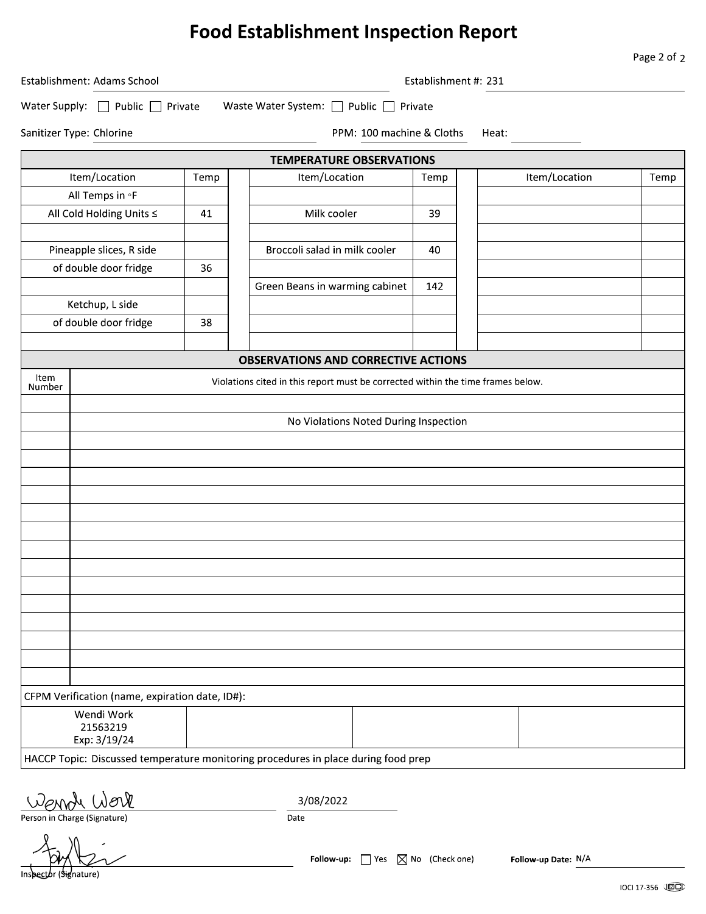# Food Establishment Inspection Report

Establishment: Adams School    Establishment #: 231

Water Supply: ☐ Public ☐ Private    Waste Water System: ☐ Public ☐ Private

Sanitizer Type: Chlorine    PPM: 100 machine & Cloths    Heat:

## TEMPERATURE OBSERVATIONS

| Item/Location | Temp | Item/Location | Temp | Item/Location | Temp |
|---|---|---|---|---|---|
| All Temps in ◦F | | | | | |
| All Cold Holding Units ≤ | 41 | Milk cooler | 39 | | |
| | | | | | |
| Pineapple slices, R side | | Broccoli salad in milk cooler | 40 | | |
| of double door fridge | 36 | | | | |
| | | Green Beans in warming cabinet | 142 | | |
| Ketchup, L side | | | | | |
| of double door fridge | 38 | | | | |
| | | | | | |

## OBSERVATIONS AND CORRECTIVE ACTIONS

| Item Number | Violations cited in this report must be corrected within the time frames below. |
|---|---|
| | |
| | No Violations Noted During Inspection |

CFPM Verification (name, expiration date, ID#):

| | | | |
|---|---|---|---|
| Wendi Work<br>21563219<br>Exp: 3/19/24 | | | |

HACCP Topic: Discussed temperature monitoring procedures in place during food prep

Wendi Work
Person in Charge (Signature)

3/08/2022
Date

Inspector (Signature)

Follow-up: ☐ Yes ☒ No (Check one)    Follow-up Date: N/A

IOCI 17-356